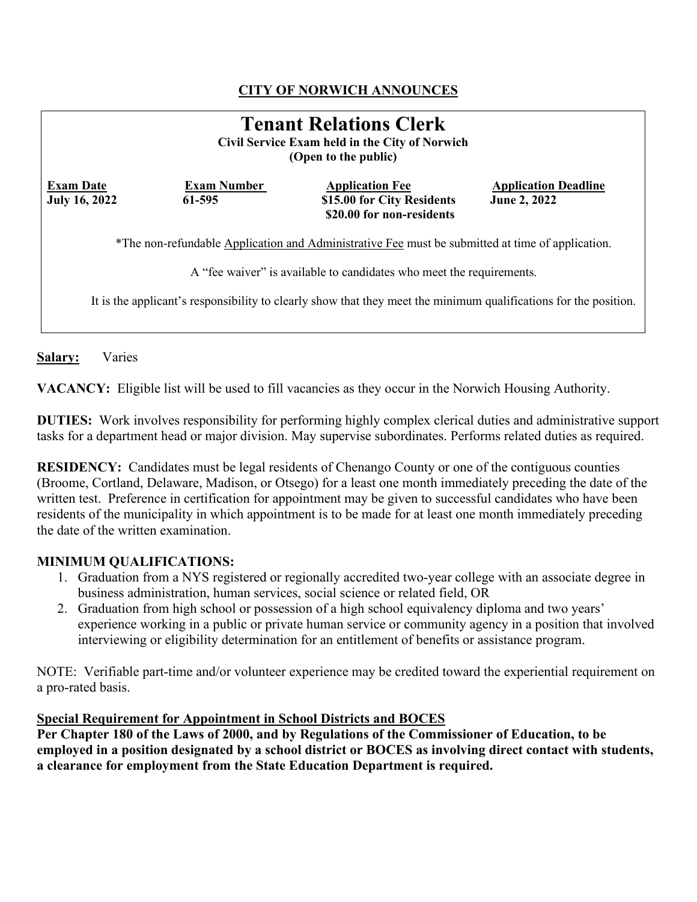**CITY OF NORWICH ANNOUNCES**

# Tenant Relations Clerk

**Civil Service Exam held in the City of Norwich**
**(Open to the public)**

| Exam Date | Exam Number | Application Fee | Application Deadline |
|---|---|---|---|
| **July 16, 2022** | **61-595** | **$15.00 for City Residents** **$20.00 for non-residents** | **June 2, 2022** |

*The non-refundable Application and Administrative Fee must be submitted at time of application.

A "fee waiver" is available to candidates who meet the requirements.

It is the applicant's responsibility to clearly show that they meet the minimum qualifications for the position.

**Salary:** Varies

**VACANCY:** Eligible list will be used to fill vacancies as they occur in the Norwich Housing Authority.

**DUTIES:** Work involves responsibility for performing highly complex clerical duties and administrative support tasks for a department head or major division. May supervise subordinates. Performs related duties as required.

**RESIDENCY:** Candidates must be legal residents of Chenango County or one of the contiguous counties (Broome, Cortland, Delaware, Madison, or Otsego) for a least one month immediately preceding the date of the written test. Preference in certification for appointment may be given to successful candidates who have been residents of the municipality in which appointment is to be made for at least one month immediately preceding the date of the written examination.

**MINIMUM QUALIFICATIONS:**

1. Graduation from a NYS registered or regionally accredited two-year college with an associate degree in business administration, human services, social science or related field, OR
2. Graduation from high school or possession of a high school equivalency diploma and two years' experience working in a public or private human service or community agency in a position that involved interviewing or eligibility determination for an entitlement of benefits or assistance program.

NOTE: Verifiable part-time and/or volunteer experience may be credited toward the experiential requirement on a pro-rated basis.

**Special Requirement for Appointment in School Districts and BOCES**

**Per Chapter 180 of the Laws of 2000, and by Regulations of the Commissioner of Education, to be employed in a position designated by a school district or BOCES as involving direct contact with students, a clearance for employment from the State Education Department is required.**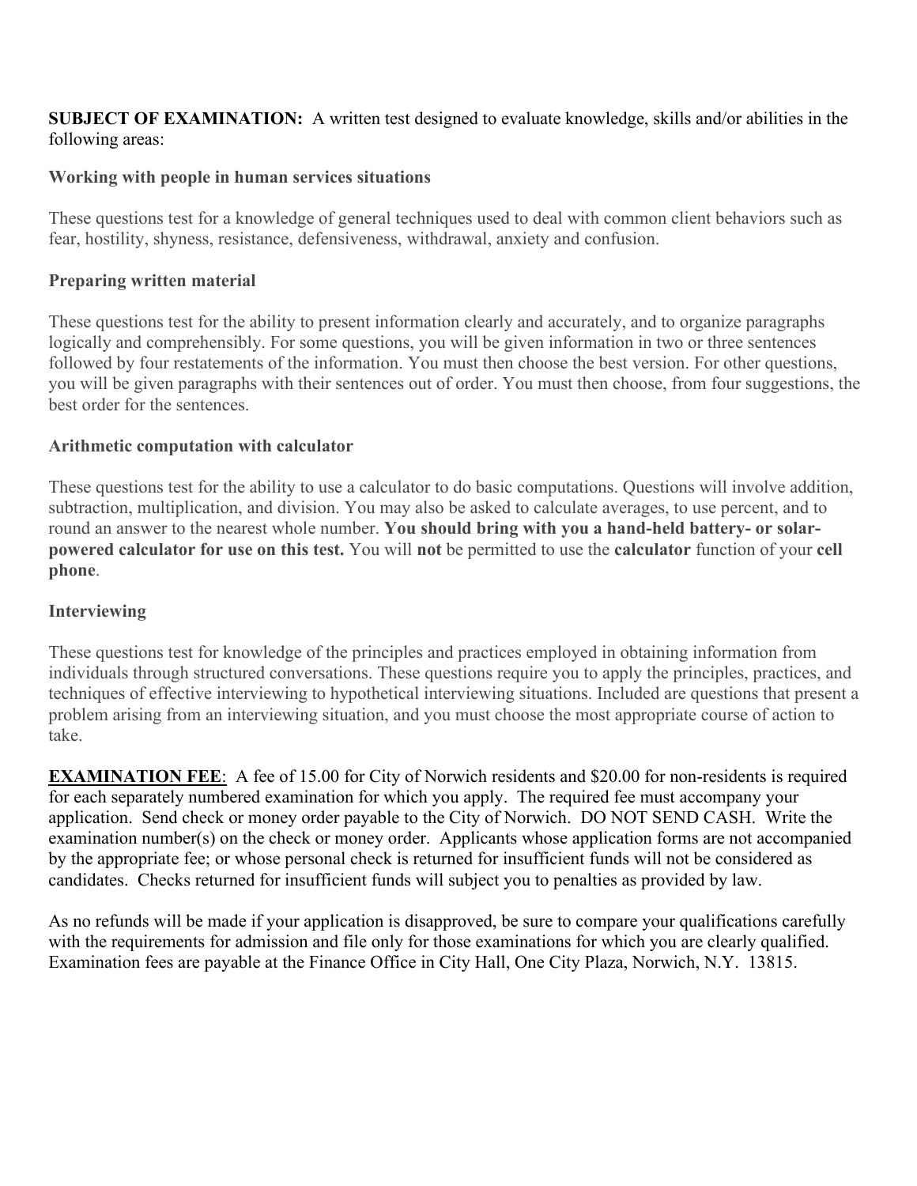**SUBJECT OF EXAMINATION:** A written test designed to evaluate knowledge, skills and/or abilities in the following areas:

**Working with people in human services situations**

These questions test for a knowledge of general techniques used to deal with common client behaviors such as fear, hostility, shyness, resistance, defensiveness, withdrawal, anxiety and confusion.

**Preparing written material**

These questions test for the ability to present information clearly and accurately, and to organize paragraphs logically and comprehensibly. For some questions, you will be given information in two or three sentences followed by four restatements of the information. You must then choose the best version. For other questions, you will be given paragraphs with their sentences out of order. You must then choose, from four suggestions, the best order for the sentences.

**Arithmetic computation with calculator**

These questions test for the ability to use a calculator to do basic computations. Questions will involve addition, subtraction, multiplication, and division. You may also be asked to calculate averages, to use percent, and to round an answer to the nearest whole number. **You should bring with you a hand-held battery- or solar-powered calculator for use on this test.** You will **not** be permitted to use the **calculator** function of your **cell phone**.

**Interviewing**

These questions test for knowledge of the principles and practices employed in obtaining information from individuals through structured conversations. These questions require you to apply the principles, practices, and techniques of effective interviewing to hypothetical interviewing situations. Included are questions that present a problem arising from an interviewing situation, and you must choose the most appropriate course of action to take.

**EXAMINATION FEE**: A fee of 15.00 for City of Norwich residents and $20.00 for non-residents is required for each separately numbered examination for which you apply. The required fee must accompany your application. Send check or money order payable to the City of Norwich. DO NOT SEND CASH. Write the examination number(s) on the check or money order. Applicants whose application forms are not accompanied by the appropriate fee; or whose personal check is returned for insufficient funds will not be considered as candidates. Checks returned for insufficient funds will subject you to penalties as provided by law.

As no refunds will be made if your application is disapproved, be sure to compare your qualifications carefully with the requirements for admission and file only for those examinations for which you are clearly qualified. Examination fees are payable at the Finance Office in City Hall, One City Plaza, Norwich, N.Y. 13815.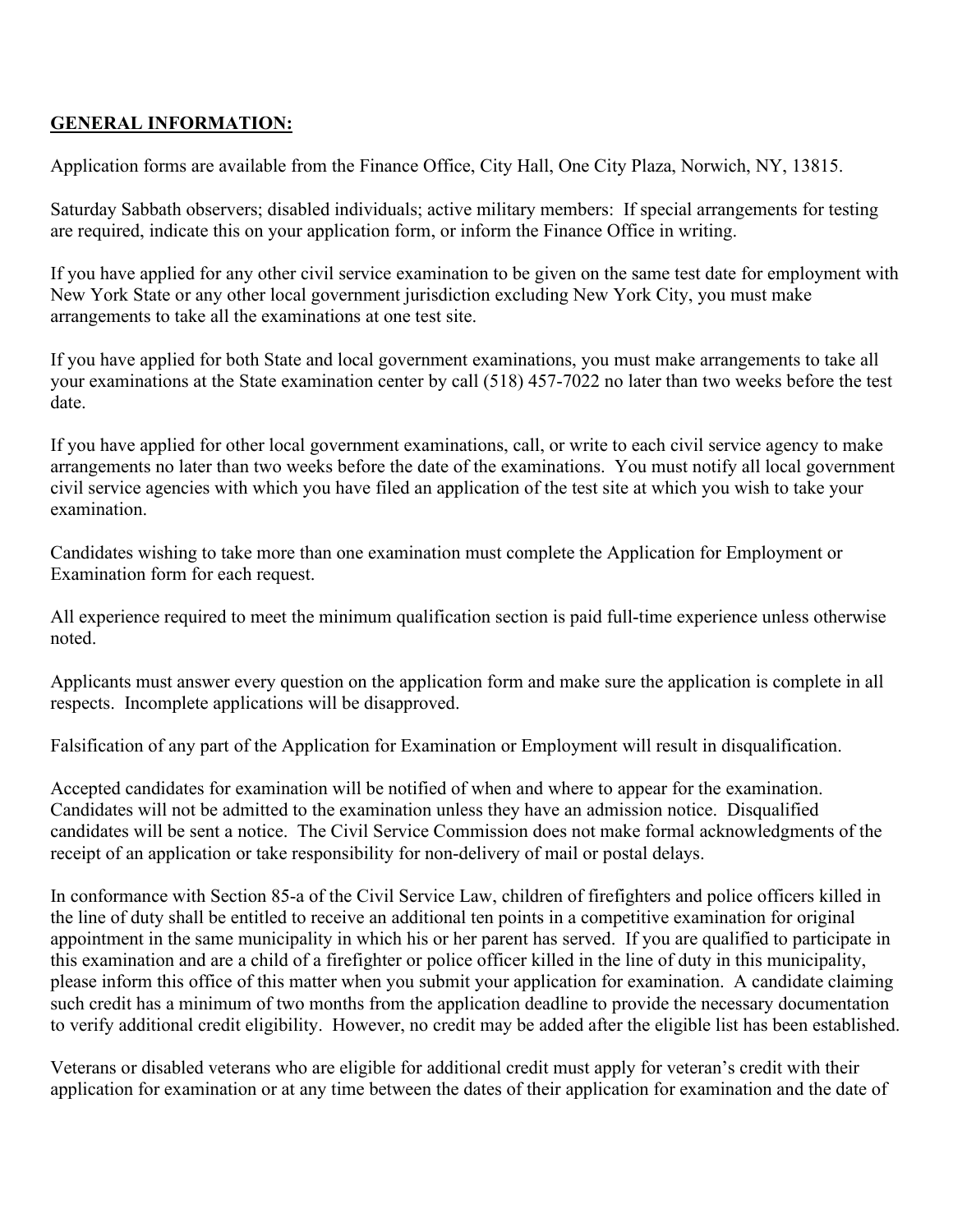**GENERAL INFORMATION:**

Application forms are available from the Finance Office, City Hall, One City Plaza, Norwich, NY, 13815.

Saturday Sabbath observers; disabled individuals; active military members: If special arrangements for testing are required, indicate this on your application form, or inform the Finance Office in writing.

If you have applied for any other civil service examination to be given on the same test date for employment with New York State or any other local government jurisdiction excluding New York City, you must make arrangements to take all the examinations at one test site.

If you have applied for both State and local government examinations, you must make arrangements to take all your examinations at the State examination center by call (518) 457-7022 no later than two weeks before the test date.

If you have applied for other local government examinations, call, or write to each civil service agency to make arrangements no later than two weeks before the date of the examinations. You must notify all local government civil service agencies with which you have filed an application of the test site at which you wish to take your examination.

Candidates wishing to take more than one examination must complete the Application for Employment or Examination form for each request.

All experience required to meet the minimum qualification section is paid full-time experience unless otherwise noted.

Applicants must answer every question on the application form and make sure the application is complete in all respects. Incomplete applications will be disapproved.

Falsification of any part of the Application for Examination or Employment will result in disqualification.

Accepted candidates for examination will be notified of when and where to appear for the examination. Candidates will not be admitted to the examination unless they have an admission notice. Disqualified candidates will be sent a notice. The Civil Service Commission does not make formal acknowledgments of the receipt of an application or take responsibility for non-delivery of mail or postal delays.

In conformance with Section 85-a of the Civil Service Law, children of firefighters and police officers killed in the line of duty shall be entitled to receive an additional ten points in a competitive examination for original appointment in the same municipality in which his or her parent has served. If you are qualified to participate in this examination and are a child of a firefighter or police officer killed in the line of duty in this municipality, please inform this office of this matter when you submit your application for examination. A candidate claiming such credit has a minimum of two months from the application deadline to provide the necessary documentation to verify additional credit eligibility. However, no credit may be added after the eligible list has been established.

Veterans or disabled veterans who are eligible for additional credit must apply for veteran's credit with their application for examination or at any time between the dates of their application for examination and the date of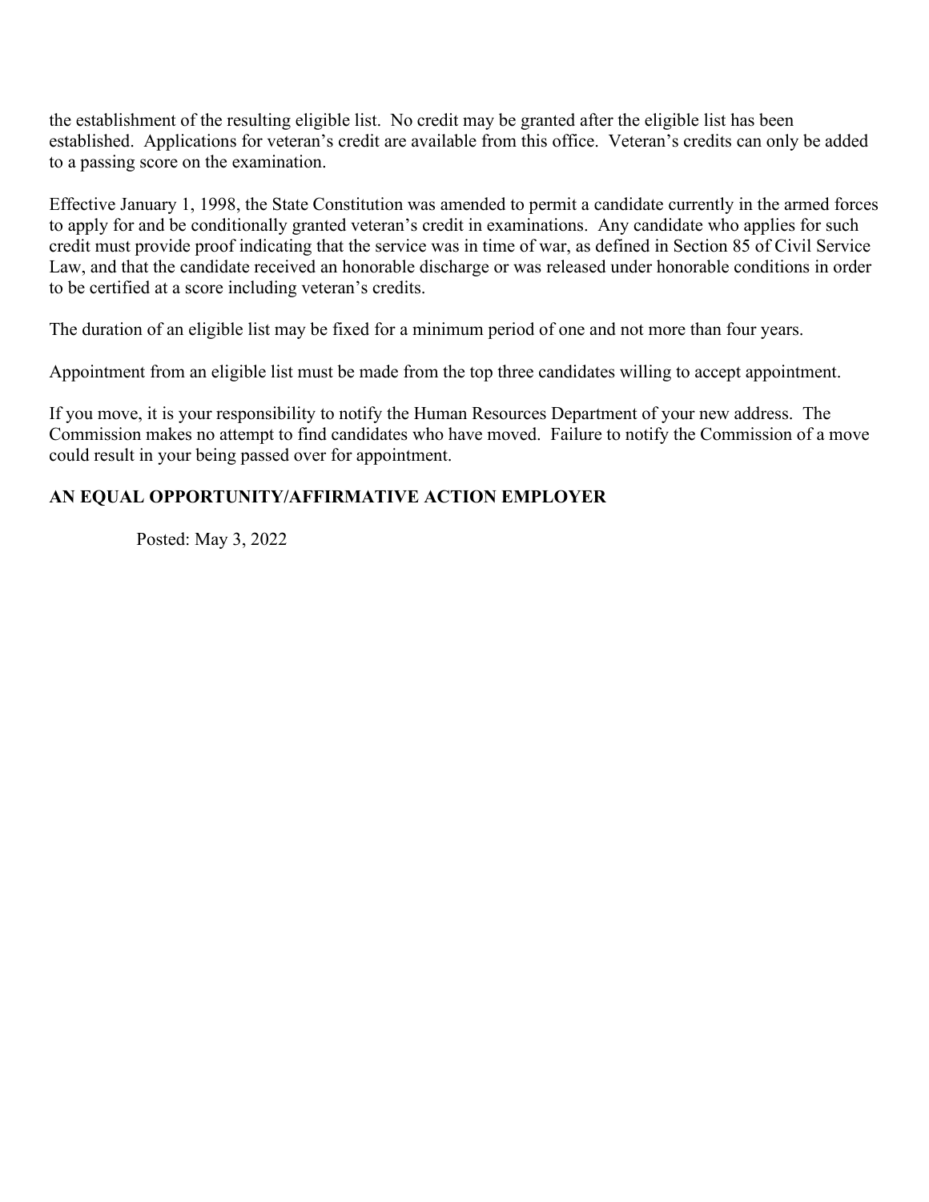the establishment of the resulting eligible list. No credit may be granted after the eligible list has been established. Applications for veteran's credit are available from this office. Veteran's credits can only be added to a passing score on the examination.

Effective January 1, 1998, the State Constitution was amended to permit a candidate currently in the armed forces to apply for and be conditionally granted veteran's credit in examinations. Any candidate who applies for such credit must provide proof indicating that the service was in time of war, as defined in Section 85 of Civil Service Law, and that the candidate received an honorable discharge or was released under honorable conditions in order to be certified at a score including veteran's credits.

The duration of an eligible list may be fixed for a minimum period of one and not more than four years.

Appointment from an eligible list must be made from the top three candidates willing to accept appointment.

If you move, it is your responsibility to notify the Human Resources Department of your new address. The Commission makes no attempt to find candidates who have moved. Failure to notify the Commission of a move could result in your being passed over for appointment.

**AN EQUAL OPPORTUNITY/AFFIRMATIVE ACTION EMPLOYER**

Posted: May 3, 2022